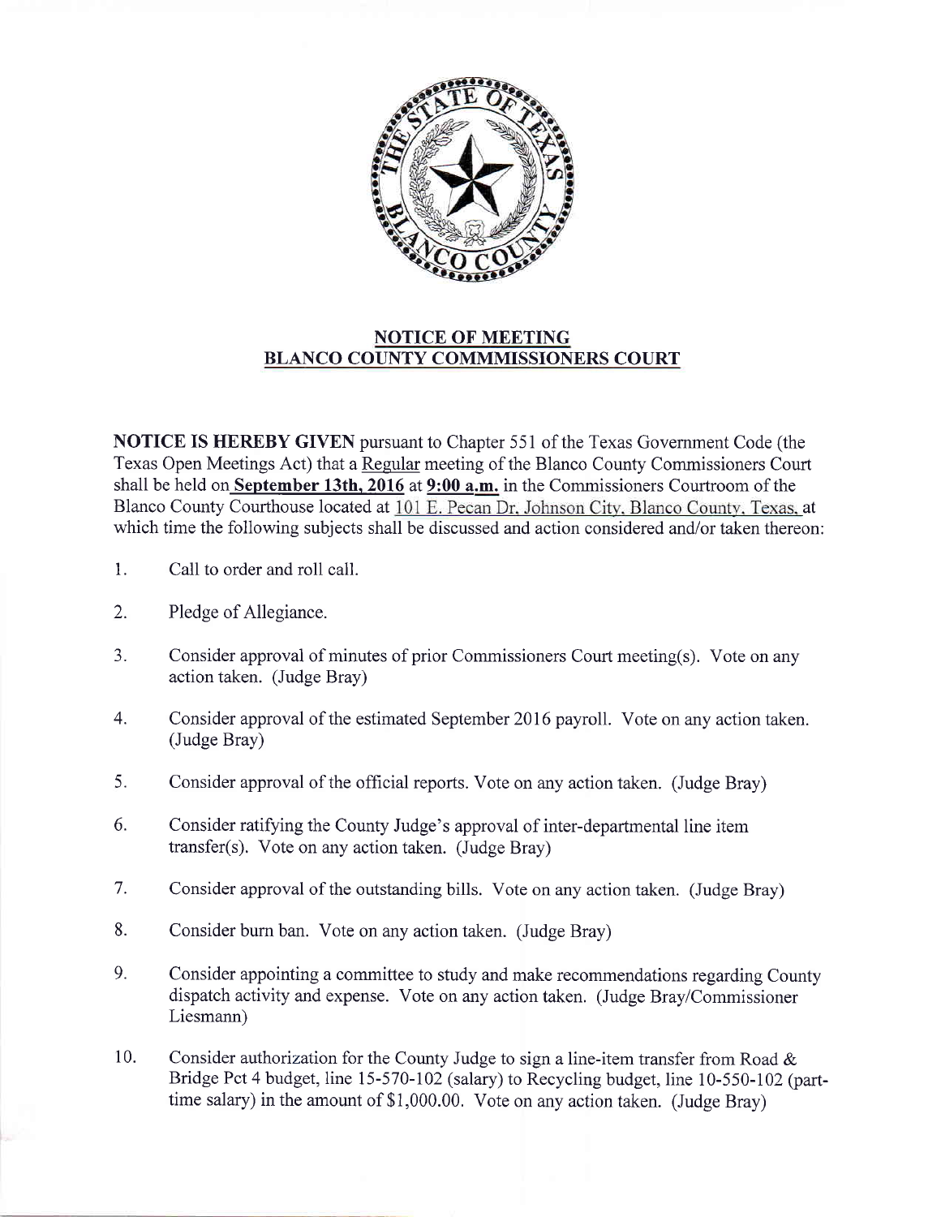## NOTICE OF MEETING
## BLANCO COUNTY COMMMISSIONERS COURT

**NOTICE IS HEREBY GIVEN** pursuant to Chapter 551 of the Texas Government Code (the Texas Open Meetings Act) that a Regular meeting of the Blanco County Commissioners Court shall be held on **September 13th, 2016** at **9:00 a.m.** in the Commissioners Courtroom of the Blanco County Courthouse located at 101 E. Pecan Dr. Johnson City, Blanco County, Texas, at which time the following subjects shall be discussed and action considered and/or taken thereon:

1. Call to order and roll call.

2. Pledge of Allegiance.

3. Consider approval of minutes of prior Commissioners Court meeting(s). Vote on any action taken. (Judge Bray)

4. Consider approval of the estimated September 2016 payroll. Vote on any action taken. (Judge Bray)

5. Consider approval of the official reports. Vote on any action taken. (Judge Bray)

6. Consider ratifying the County Judge's approval of inter-departmental line item transfer(s). Vote on any action taken. (Judge Bray)

7. Consider approval of the outstanding bills. Vote on any action taken. (Judge Bray)

8. Consider burn ban. Vote on any action taken. (Judge Bray)

9. Consider appointing a committee to study and make recommendations regarding County dispatch activity and expense. Vote on any action taken. (Judge Bray/Commissioner Liesmann)

10. Consider authorization for the County Judge to sign a line-item transfer from Road & Bridge Pct 4 budget, line 15-570-102 (salary) to Recycling budget, line 10-550-102 (part-time salary) in the amount of $1,000.00. Vote on any action taken. (Judge Bray)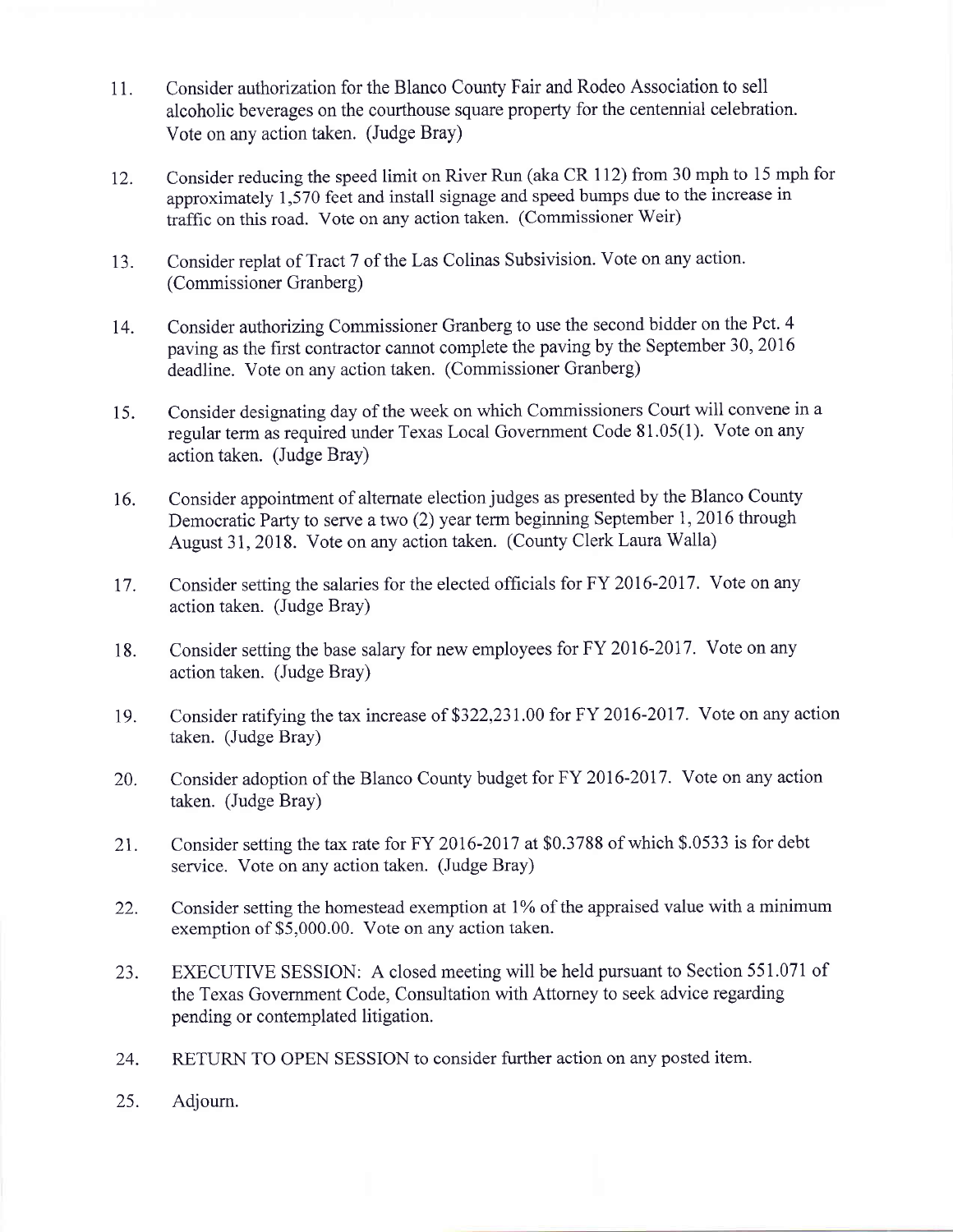11. Consider authorization for the Blanco County Fair and Rodeo Association to sell alcoholic beverages on the courthouse square property for the centennial celebration. Vote on any action taken. (Judge Bray)

12. Consider reducing the speed limit on River Run (aka CR 112) from 30 mph to 15 mph for approximately 1,570 feet and install signage and speed bumps due to the increase in traffic on this road. Vote on any action taken. (Commissioner Weir)

13. Consider replat of Tract 7 of the Las Colinas Subsivision. Vote on any action. (Commissioner Granberg)

14. Consider authorizing Commissioner Granberg to use the second bidder on the Pct. 4 paving as the first contractor cannot complete the paving by the September 30, 2016 deadline. Vote on any action taken. (Commissioner Granberg)

15. Consider designating day of the week on which Commissioners Court will convene in a regular term as required under Texas Local Government Code 81.05(1). Vote on any action taken. (Judge Bray)

16. Consider appointment of alternate election judges as presented by the Blanco County Democratic Party to serve a two (2) year term beginning September 1, 2016 through August 31, 2018. Vote on any action taken. (County Clerk Laura Walla)

17. Consider setting the salaries for the elected officials for FY 2016-2017. Vote on any action taken. (Judge Bray)

18. Consider setting the base salary for new employees for FY 2016-2017. Vote on any action taken. (Judge Bray)

19. Consider ratifying the tax increase of $322,231.00 for FY 2016-2017. Vote on any action taken. (Judge Bray)

20. Consider adoption of the Blanco County budget for FY 2016-2017. Vote on any action taken. (Judge Bray)

21. Consider setting the tax rate for FY 2016-2017 at $0.3788 of which $.0533 is for debt service. Vote on any action taken. (Judge Bray)

22. Consider setting the homestead exemption at 1% of the appraised value with a minimum exemption of $5,000.00. Vote on any action taken.

23. EXECUTIVE SESSION: A closed meeting will be held pursuant to Section 551.071 of the Texas Government Code, Consultation with Attorney to seek advice regarding pending or contemplated litigation.

24. RETURN TO OPEN SESSION to consider further action on any posted item.

25. Adjourn.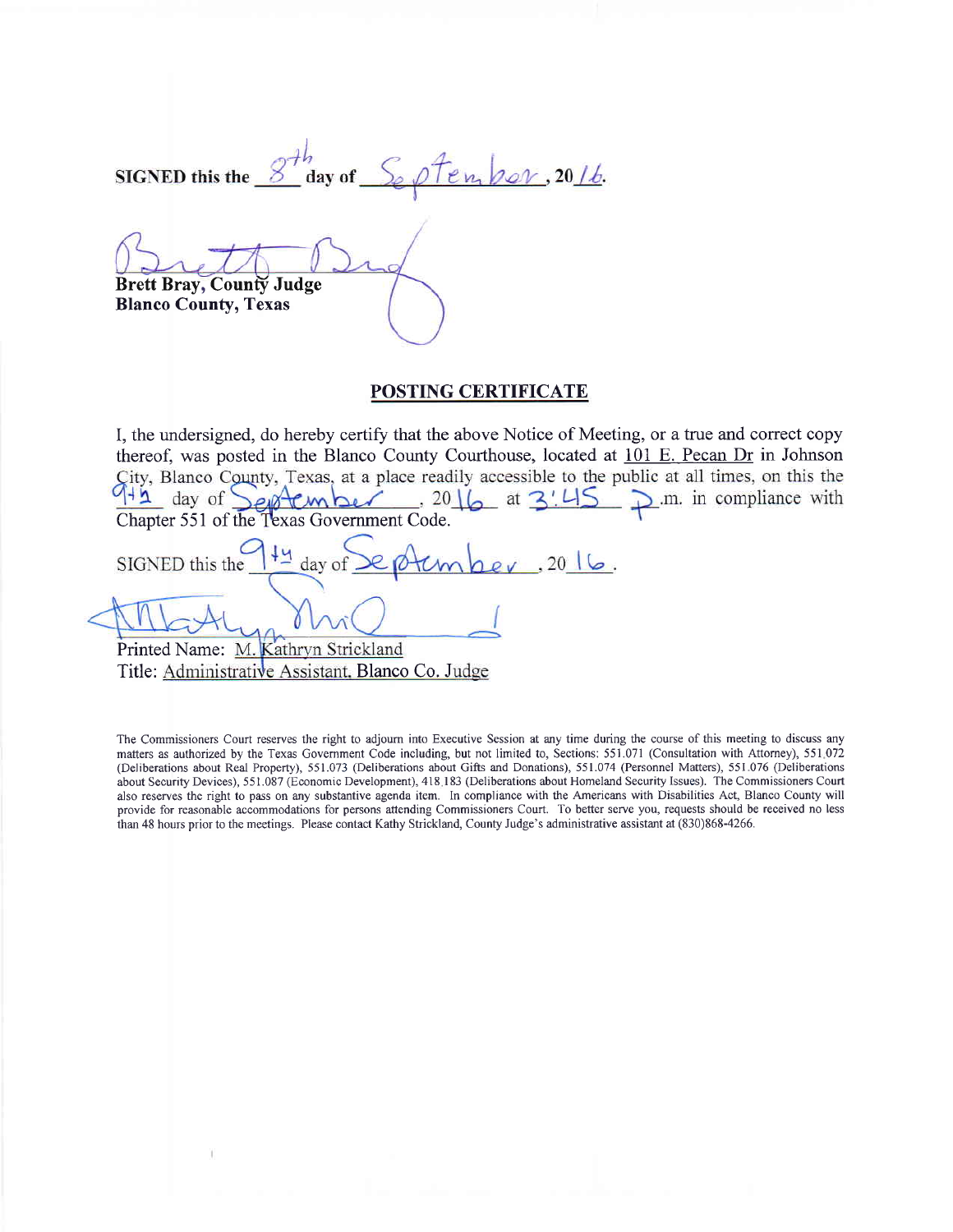**SIGNED this the 8th day of September, 20 16.**

**Brett Bray, County Judge**
**Blanco County, Texas**

## POSTING CERTIFICATE

I, the undersigned, do hereby certify that the above Notice of Meeting, or a true and correct copy thereof, was posted in the Blanco County Courthouse, located at 101 E. Pecan Dr in Johnson City, Blanco County, Texas, at a place readily accessible to the public at all times, on this the 9th day of September, 20 16 at 3:45 p.m. in compliance with Chapter 551 of the Texas Government Code.

SIGNED this the 9th day of September, 20 16.

Printed Name: M. Kathryn Strickland
Title: Administrative Assistant, Blanco Co. Judge

The Commissioners Court reserves the right to adjourn into Executive Session at any time during the course of this meeting to discuss any matters as authorized by the Texas Government Code including, but not limited to, Sections: 551.071 (Consultation with Attorney), 551.072 (Deliberations about Real Property), 551.073 (Deliberations about Gifts and Donations), 551.074 (Personnel Matters), 551.076 (Deliberations about Security Devices), 551.087 (Economic Development), 418.183 (Deliberations about Homeland Security Issues). The Commissioners Court also reserves the right to pass on any substantive agenda item. In compliance with the Americans with Disabilities Act, Blanco County will provide for reasonable accommodations for persons attending Commissioners Court. To better serve you, requests should be received no less than 48 hours prior to the meetings. Please contact Kathy Strickland, County Judge's administrative assistant at (830)868-4266.